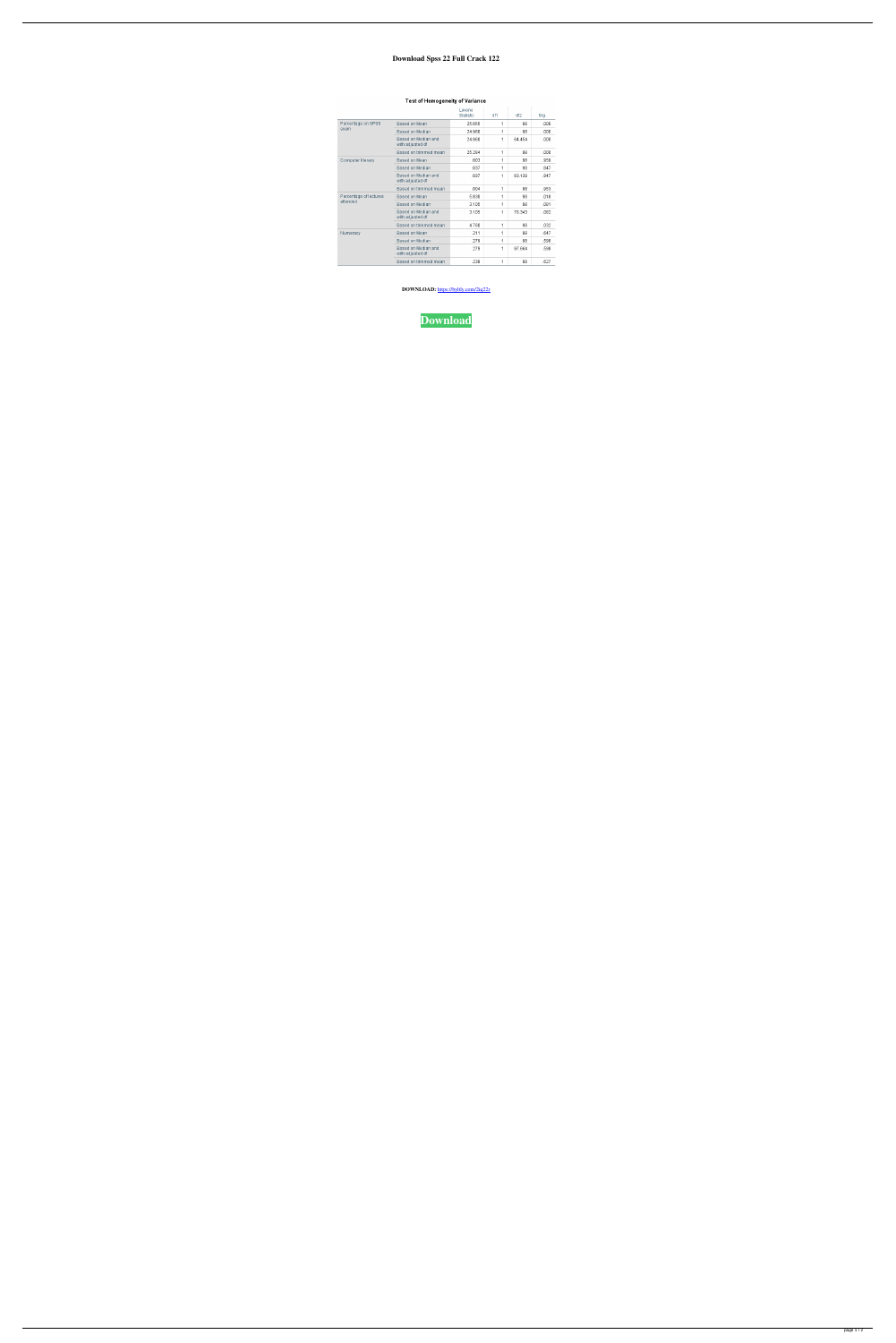# Download Spss 22 Full Crack 122

**Test of Homogeneity of Variance**

| | | Levene Statistic | df1 | df2 | Sig. |
|---|---|---|---|---|---|
| Percentage on SPSS exam | Based on Mean | 25.055 | 1 | 98 | .000 |
| | Based on Median | 24.960 | 1 | 98 | .000 |
| | Based on Median and with adjusted df | 24.960 | 1 | 84.454 | .000 |
| | Based on trimmed mean | 25.284 | 1 | 98 | .000 |
| Computer literacy | Based on Mean | .003 | 1 | 98 | .959 |
| | Based on Median | .037 | 1 | 98 | .847 |
| | Based on Median and with adjusted df | .037 | 1 | 93.139 | .847 |
| | Based on trimmed mean | .004 | 1 | 98 | .953 |
| Percentage of lectures attended | Based on Mean | 5.838 | 1 | 98 | .018 |
| | Based on Median | 3.105 | 1 | 98 | .081 |
| | Based on Median and with adjusted df | 3.105 | 1 | 76.343 | .082 |
| | Based on trimmed mean | 4.768 | 1 | 98 | .032 |
| Numeracy | Based on Mean | .211 | 1 | 98 | .647 |
| | Based on Median | .279 | 1 | 98 | .598 |
| | Based on Median and with adjusted df | .279 | 1 | 97.564 | .598 |
| | Based on trimmed mean | .238 | 1 | 98 | .627 |

**DOWNLOAD:** https://byltly.com/2iq22r

**Download**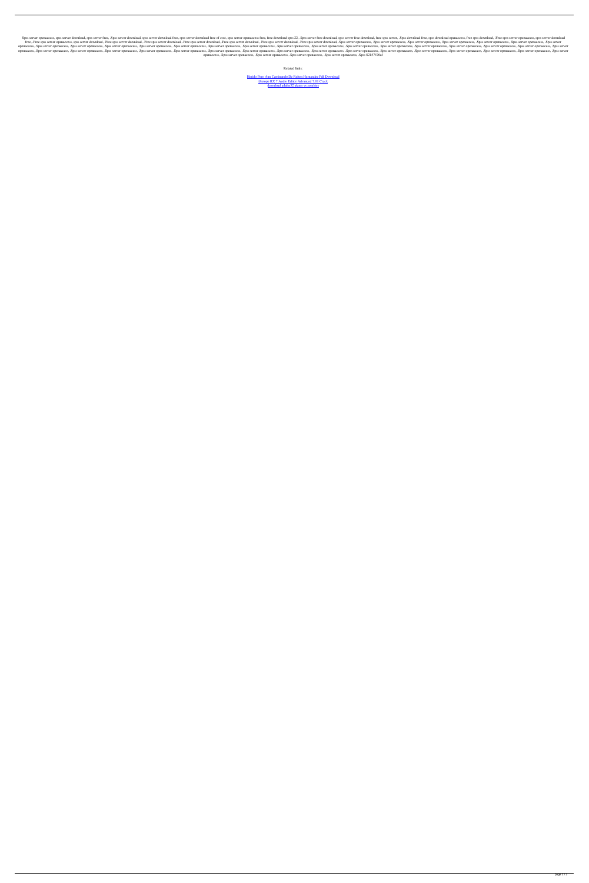Spss server openaccess, spss server download, spss server free, .Spss server download, spss server download free, spss server download free of cost, spss server openaccess free, free download spss 22, .Spss server free download, spss server free download, free spss server, .Spss download free, spss download openaccess, free spss download, .Free spss server openaccess, spss server download free, .Free spss server openaccess, spss server download, .Free spss server download, .Free spss server download, .Free spss server download, .Free spss server download, .Free spss server download, .Free spss server download, .Spss server openaccess, .Spss server openaccess, .Spss server openaccess, .Spss server openaccess, .Spss server openaccess, .Spss server openaccess, .Spss server openaccess, .Spss server openaccess, .Spss server openaccess, .Spss server openaccess, .Spss server openaccess, .Spss server openaccess, .Spss server openaccess, .Spss server openaccess, .Spss server openaccess, .Spss server openaccess, .Spss server openaccess, .Spss server openaccess, .Spss server openaccess, .Spss server openaccess, .Spss server openaccess, .Spss server openaccess, .Spss server openaccess, .Spss server openaccess, .Spss server openaccess, .Spss server openaccess, .Spss server openaccess, .Spss server openaccess, .Spss server openaccess, .Spss server openaccess, .Spss server openaccess, .Spss server openaccess, .Spss server openaccess, .Spss server openaccess, .Spss server openaccess, .Spss server openaccess, .Spss server openaccess, .Spss server openaccess, .Spss server openaccess, .Spss server openaccess, .Spss 82157476af

Related links:

Herido Pero Aun Caminando De Ruben Hernandez Pdf Download
iZotope RX 7 Audio Editor Advanced 7.01 Crack
download adahn32 plants vs zombies